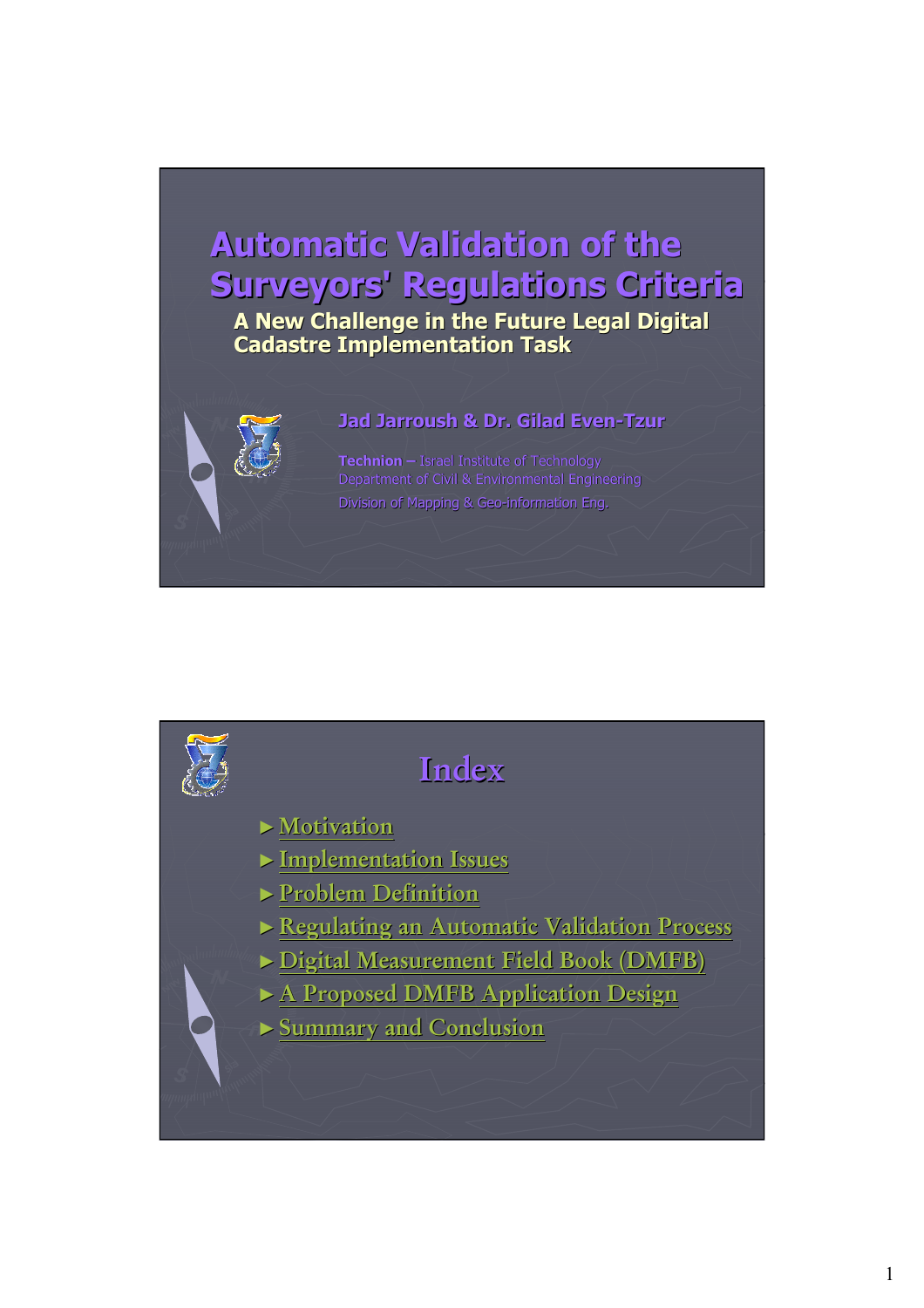# Automatic Validation of the Surveyors' Regulations Criteria

## A New Challenge in the Future Legal Digital Cadastre Implementation Task

**Jad Jarroush & Dr. Gilad Even-Tzur**

**Technion –** Israel Institute of Technology
Department of Civil & Environmental Engineering
Division of Mapping & Geo-information Eng.

# Index

- Motivation
- Implementation Issues
- Problem Definition
- Regulating an Automatic Validation Process
- Digital Measurement Field Book (DMFB)
- A Proposed DMFB Application Design
- Summary and Conclusion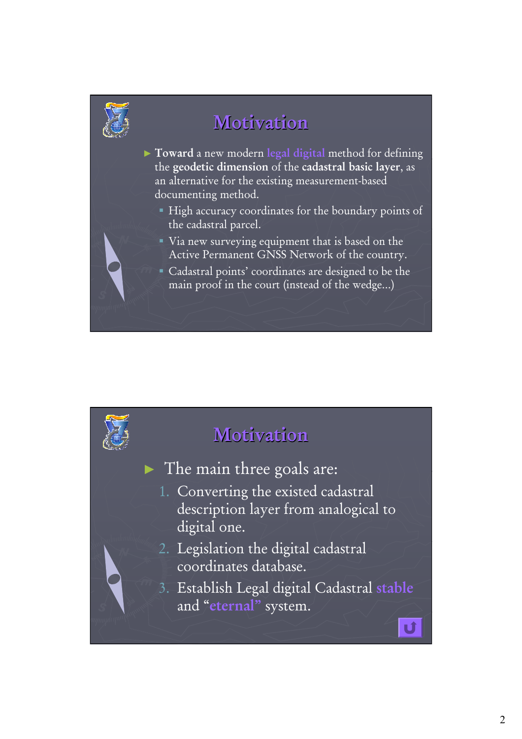## Motivation

- **Toward** a new modern **legal digital** method for defining the **geodetic dimension** of the **cadastral basic layer**, as an alternative for the existing measurement-based documenting method.
  - High accuracy coordinates for the boundary points of the cadastral parcel.
  - Via new surveying equipment that is based on the Active Permanent GNSS Network of the country.
  - Cadastral points' coordinates are designed to be the main proof in the court (instead of the wedge...)

## Motivation

- The main three goals are:
  1. Converting the existed cadastral description layer from analogical to digital one.
  2. Legislation the digital cadastral coordinates database.
  3. Establish Legal digital Cadastral **stable** and "**eternal**" system.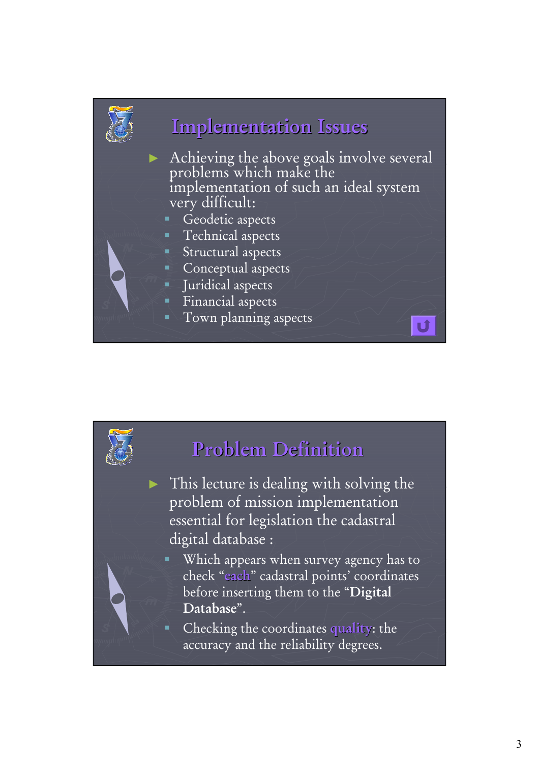## Implementation Issues

- Achieving the above goals involve several problems which make the implementation of such an ideal system very difficult:
  - Geodetic aspects
  - Technical aspects
  - Structural aspects
  - Conceptual aspects
  - Juridical aspects
  - Financial aspects
  - Town planning aspects

## Problem Definition

- This lecture is dealing with solving the problem of mission implementation essential for legislation the cadastral digital database :
  - Which appears when survey agency has to check "each" cadastral points' coordinates before inserting them to the "**Digital Database**".
  - Checking the coordinates quality: the accuracy and the reliability degrees.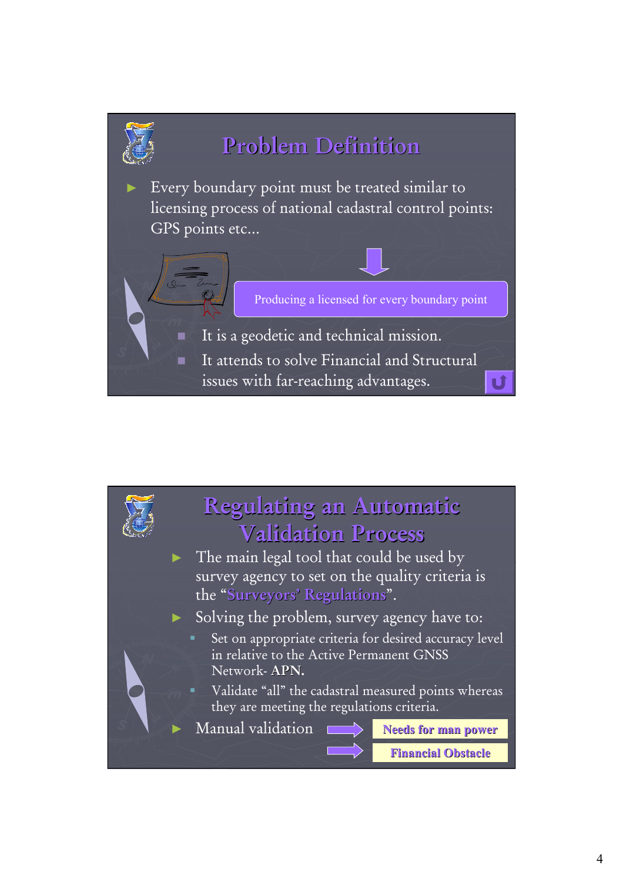## Problem Definition

- Every boundary point must be treated similar to licensing process of national cadastral control points: GPS points etc…

Producing a licensed for every boundary point

  - It is a geodetic and technical mission.
  - It attends to solve Financial and Structural issues with far-reaching advantages.

## Regulating an Automatic Validation Process

- The main legal tool that could be used by survey agency to set on the quality criteria is the "Surveyors' Regulations".
- Solving the problem, survey agency have to:
  - Set on appropriate criteria for desired accuracy level in relative to the Active Permanent GNSS Network- **APN.**
  - Validate "all" the cadastral measured points whereas they are meeting the regulations criteria.
- Manual validation → **Needs for man power** → **Financial Obstacle**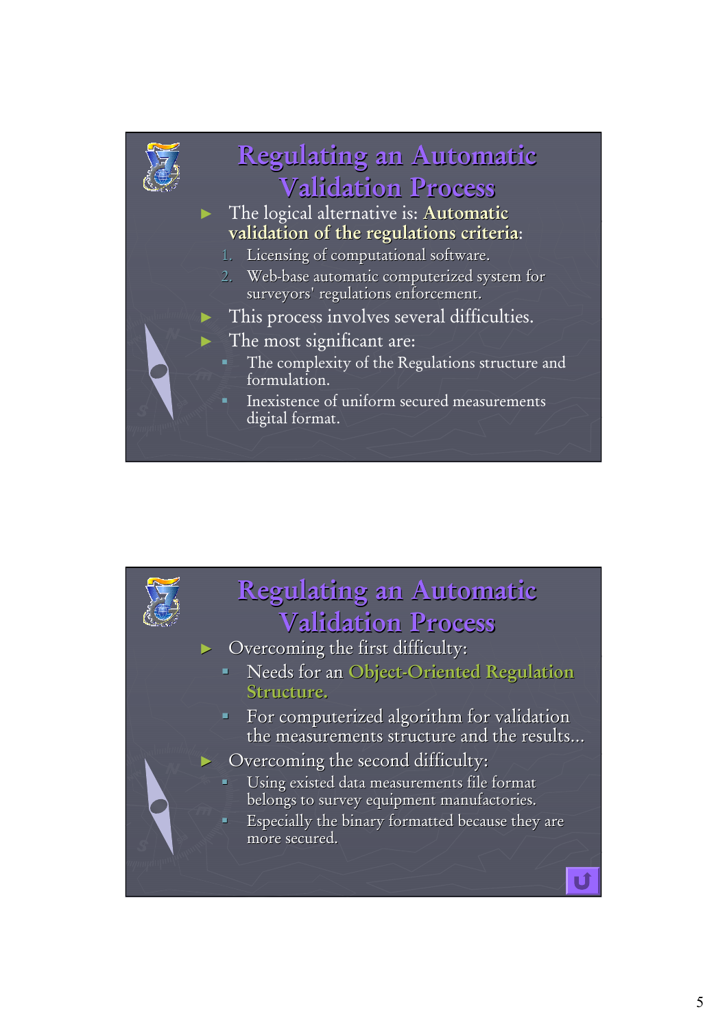## Regulating an Automatic Validation Process

- The logical alternative is: **Automatic validation of the regulations criteria**:
  1. Licensing of computational software.
  2. Web-base automatic computerized system for surveyors' regulations enforcement.
- This process involves several difficulties.
- The most significant are:
  - The complexity of the Regulations structure and formulation.
  - Inexistence of uniform secured measurements digital format.

## Regulating an Automatic Validation Process

- Overcoming the first difficulty:
  - Needs for an **Object-Oriented Regulation Structure.**
  - For computerized algorithm for validation the measurements structure and the results…
- Overcoming the second difficulty:
  - Using existed data measurements file format belongs to survey equipment manufactories.
  - Especially the binary formatted because they are more secured.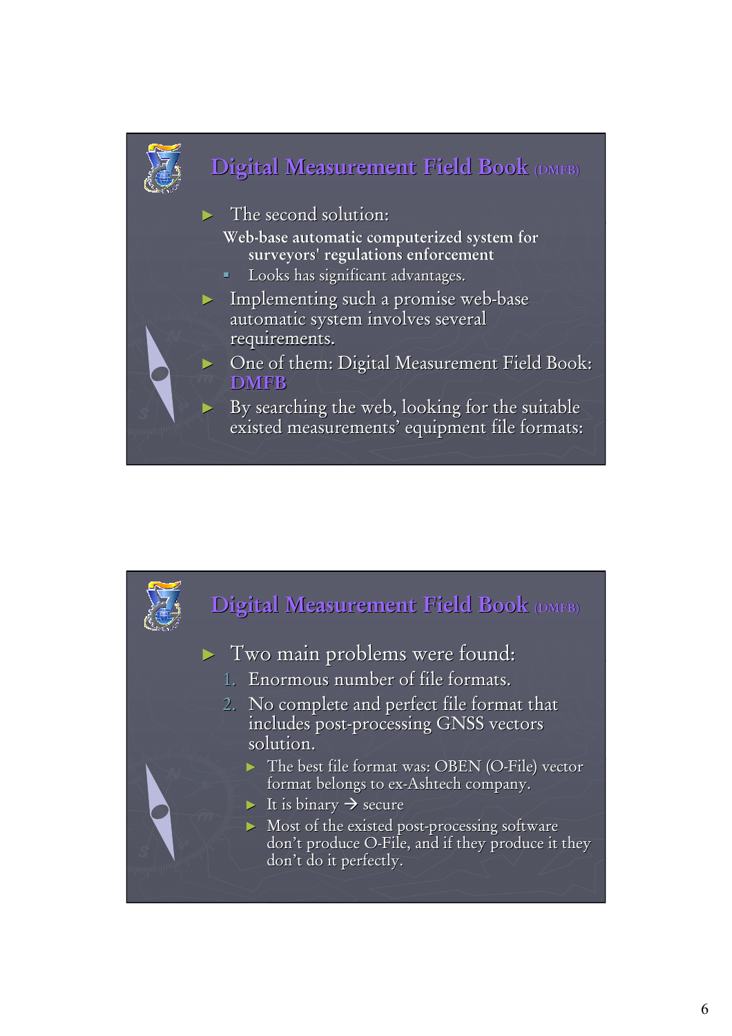## Digital Measurement Field Book (DMFB)

- The second solution:

  Web-base automatic computerized system for surveyors' regulations enforcement

  - Looks has significant advantages.
- Implementing such a promise web-base automatic system involves several requirements.
- One of them: Digital Measurement Field Book: DMFB
- By searching the web, looking for the suitable existed measurements' equipment file formats:

## Digital Measurement Field Book (DMFB)

- Two main problems were found:
  1. Enormous number of file formats.
  2. No complete and perfect file format that includes post-processing GNSS vectors solution.
     - The best file format was: OBEN (O-File) vector format belongs to ex-Ashtech company.
     - It is binary → secure
     - Most of the existed post-processing software don't produce O-File, and if they produce it they don't do it perfectly.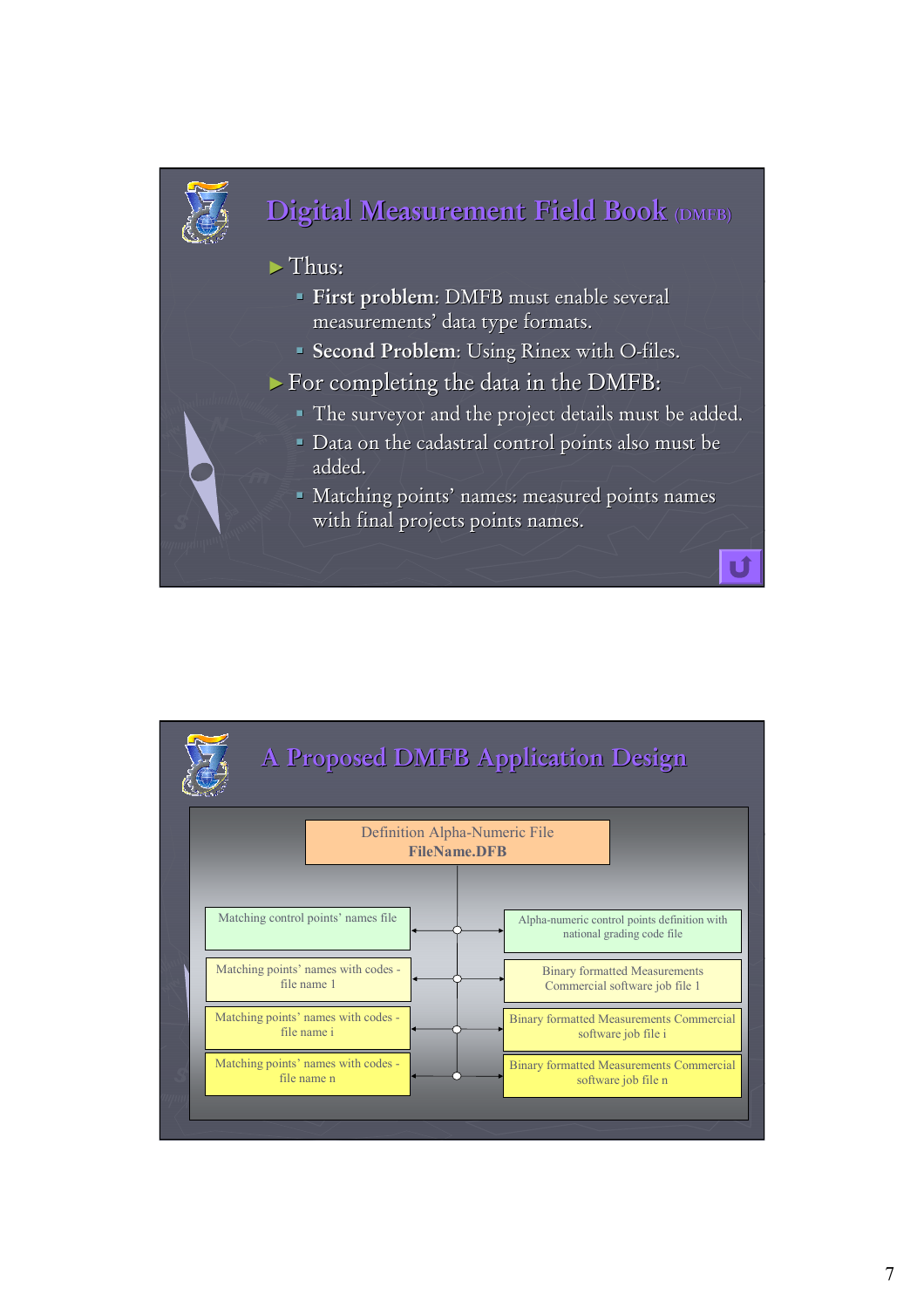## Digital Measurement Field Book (DMFB)

- Thus:
  - **First problem**: DMFB must enable several measurements' data type formats.
  - **Second Problem**: Using Rinex with O-files.
- For completing the data in the DMFB:
  - The surveyor and the project details must be added.
  - Data on the cadastral control points also must be added.
  - Matching points' names: measured points names with final projects points names.

## A Proposed DMFB Application Design

Definition Alpha-Numeric File
**FileName.DFB**

| | |
|---|---|
| Matching control points' names file | Alpha-numeric control points definition with national grading code file |
| Matching points' names with codes - file name 1 | Binary formatted Measurements Commercial software job file 1 |
| Matching points' names with codes - file name i | Binary formatted Measurements Commercial software job file i |
| Matching points' names with codes - file name n | Binary formatted Measurements Commercial software job file n |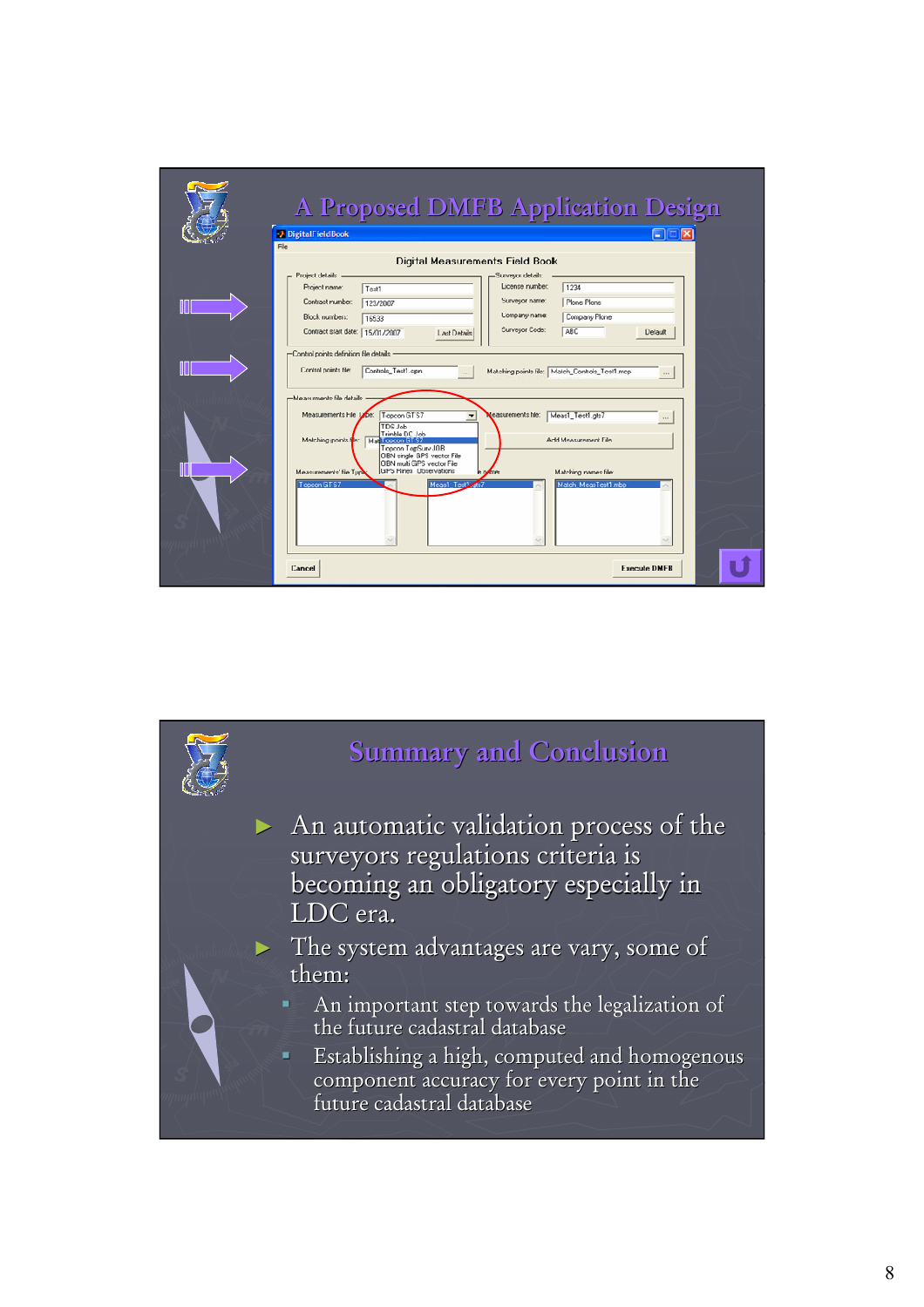## A Proposed DMFB Application Design

DigitalFieldBook

File

Digital Measurements Field Book

Project details:
- Project name: Test1
- Contract number: 123/2007
- Block numbers: 16533
- Contract start date: 15/01/2007

Last Details

Surveyor details:
- License number: 1234
- Surveyor name: Plone Plone
- Company name: Company Plone
- Surveyor Code: ABC

Default

Control points definition file details
- Control points file: Controls_Test1.cpn
- Matching points file: Match_Controls_Test1.mcp

Measurements file details
- Measurements File Type: Topcon GTS7
  - TDS Job
  - Trimble DC Job
  - Topcon GTS7
  - Topcon TopSurv JOB
  - OBN single GPS vector File
  - OBN multi GPS vector File
  - GPS Pinea Observations
- Measurements file: Meas1_Test1.gts7
- Matching points file:

Add Measurement File

| Measurements' file Type | File name | Matching names file |
|---|---|---|
| Topcon GTS7 | Meas1_Test1.gts7 | Match_MeasTest1.mbp |

Cancel

Execute DMFB

## Summary and Conclusion

- An automatic validation process of the surveyors regulations criteria is becoming an obligatory especially in LDC era.
- The system advantages are vary, some of them:
  - An important step towards the legalization of the future cadastral database
  - Establishing a high, computed and homogenous component accuracy for every point in the future cadastral database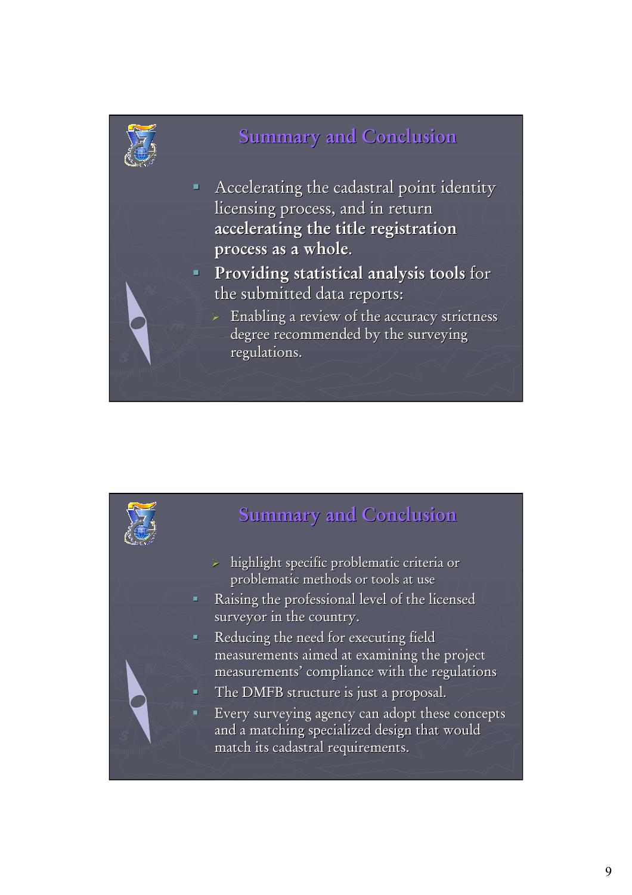## Summary and Conclusion

- Accelerating the cadastral point identity licensing process, and in return **accelerating the title registration process as a whole**.
- **Providing statistical analysis tools** for the submitted data reports:
  - Enabling a review of the accuracy strictness degree recommended by the surveying regulations.

## Summary and Conclusion

  - highlight specific problematic criteria or problematic methods or tools at use
- Raising the professional level of the licensed surveyor in the country.
- Reducing the need for executing field measurements aimed at examining the project measurements' compliance with the regulations
- The DMFB structure is just a proposal.
- Every surveying agency can adopt these concepts and a matching specialized design that would match its cadastral requirements.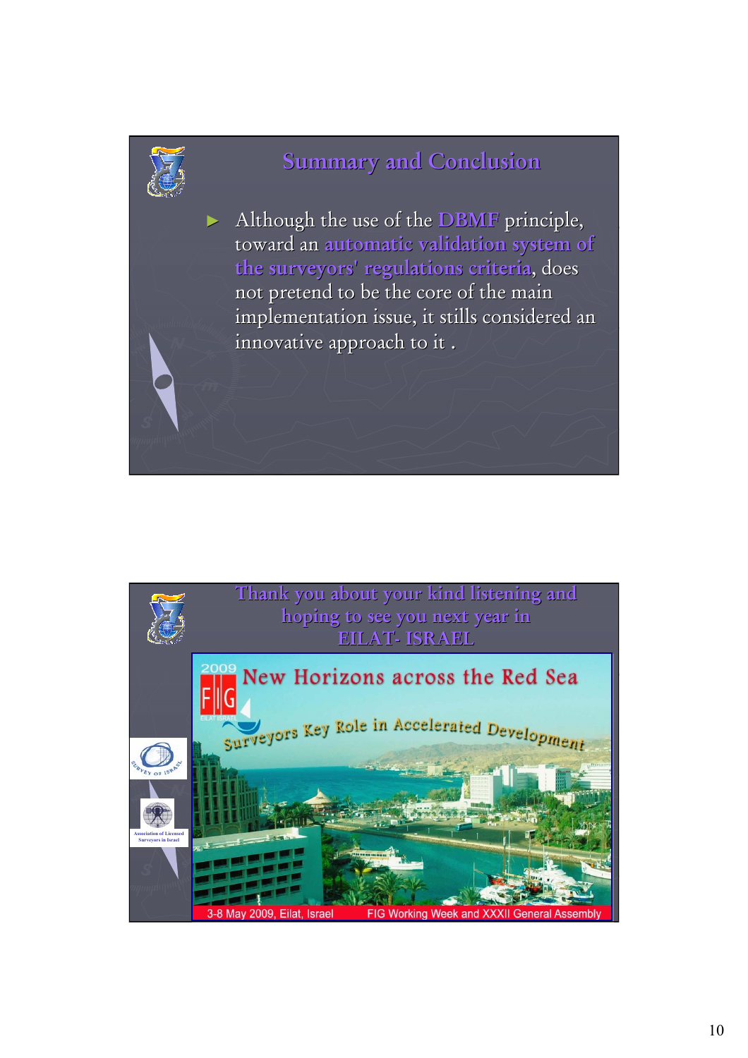## Summary and Conclusion

- Although the use of the DBMF principle, toward an automatic validation system of the surveyors' regulations criteria, does not pretend to be the core of the main implementation issue, it stills considered an innovative approach to it .

## Thank you about your kind listening and hoping to see you next year in EILAT- ISRAEL

2009 FIG New Horizons across the Red Sea

Surveyors Key Role in Accelerated Development

3-8 May 2009, Eilat, Israel FIG Working Week and XXXII General Assembly